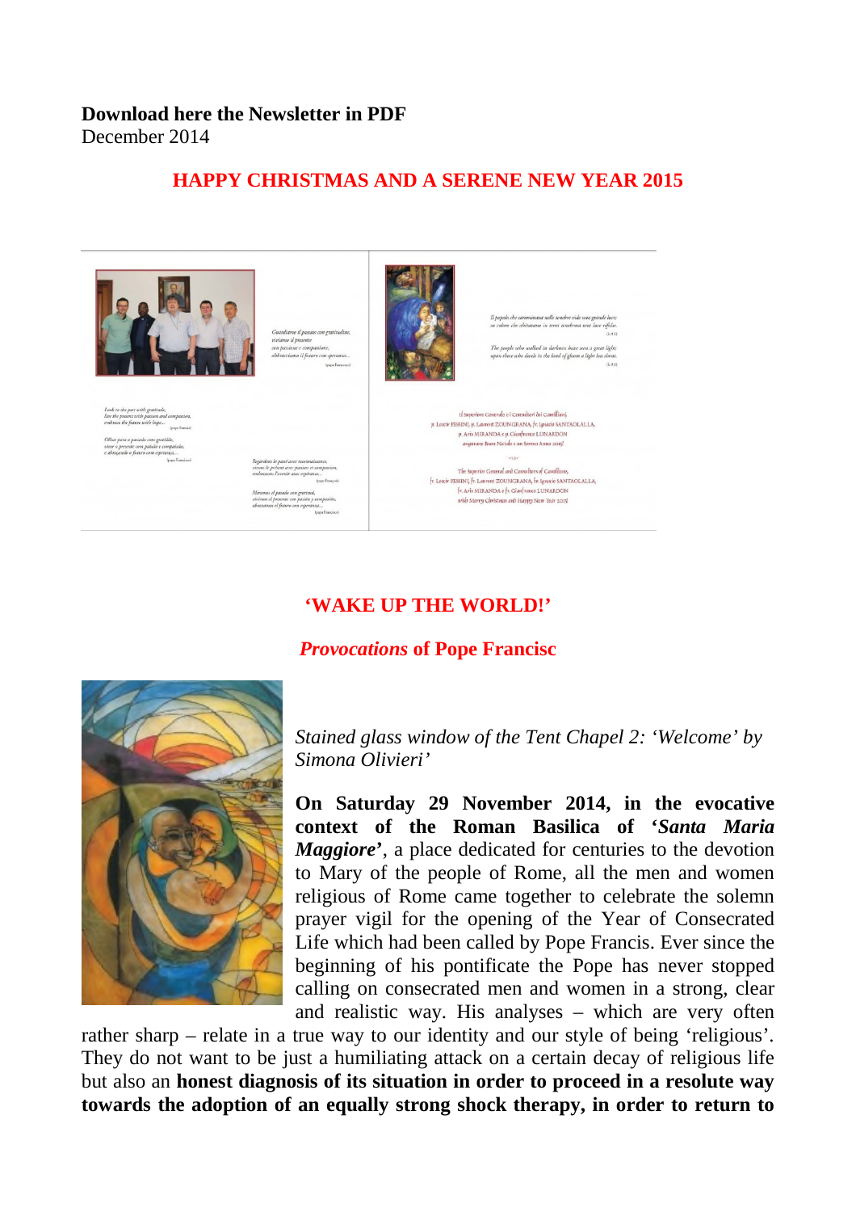**Download here the Newsletter in PDF**
December 2014

## HAPPY CHRISTMAS AND A SERENE NEW YEAR 2015

## 'WAKE UP THE WORLD!'

### *Provocations* of Pope Francisc

*Stained glass window of the Tent Chapel 2: 'Welcome' by Simona Olivieri'*

**On Saturday 29 November 2014, in the evocative context of the Roman Basilica of '*Santa Maria Maggiore*'**, a place dedicated for centuries to the devotion to Mary of the people of Rome, all the men and women religious of Rome came together to celebrate the solemn prayer vigil for the opening of the Year of Consecrated Life which had been called by Pope Francis. Ever since the beginning of his pontificate the Pope has never stopped calling on consecrated men and women in a strong, clear and realistic way. His analyses – which are very often rather sharp – relate in a true way to our identity and our style of being 'religious'. They do not want to be just a humiliating attack on a certain decay of religious life but also an **honest diagnosis of its situation in order to proceed in a resolute way towards the adoption of an equally strong shock therapy, in order to return to**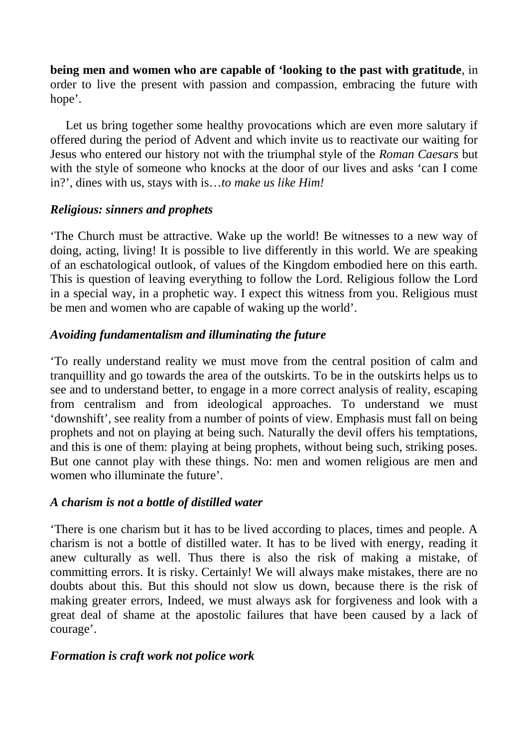**being men and women who are capable of 'looking to the past with gratitude**, in order to live the present with passion and compassion, embracing the future with hope'.

Let us bring together some healthy provocations which are even more salutary if offered during the period of Advent and which invite us to reactivate our waiting for Jesus who entered our history not with the triumphal style of the *Roman Caesars* but with the style of someone who knocks at the door of our lives and asks 'can I come in?', dines with us, stays with is…*to make us like Him!*

### *Religious: sinners and prophets*

'The Church must be attractive. Wake up the world! Be witnesses to a new way of doing, acting, living! It is possible to live differently in this world. We are speaking of an eschatological outlook, of values of the Kingdom embodied here on this earth. This is question of leaving everything to follow the Lord. Religious follow the Lord in a special way, in a prophetic way. I expect this witness from you. Religious must be men and women who are capable of waking up the world'.

### *Avoiding fundamentalism and illuminating the future*

'To really understand reality we must move from the central position of calm and tranquillity and go towards the area of the outskirts. To be in the outskirts helps us to see and to understand better, to engage in a more correct analysis of reality, escaping from centralism and from ideological approaches. To understand we must 'downshift', see reality from a number of points of view. Emphasis must fall on being prophets and not on playing at being such. Naturally the devil offers his temptations, and this is one of them: playing at being prophets, without being such, striking poses. But one cannot play with these things. No: men and women religious are men and women who illuminate the future'.

### *A charism is not a bottle of distilled water*

'There is one charism but it has to be lived according to places, times and people. A charism is not a bottle of distilled water. It has to be lived with energy, reading it anew culturally as well. Thus there is also the risk of making a mistake, of committing errors. It is risky. Certainly! We will always make mistakes, there are no doubts about this. But this should not slow us down, because there is the risk of making greater errors, Indeed, we must always ask for forgiveness and look with a great deal of shame at the apostolic failures that have been caused by a lack of courage'.

### *Formation is craft work not police work*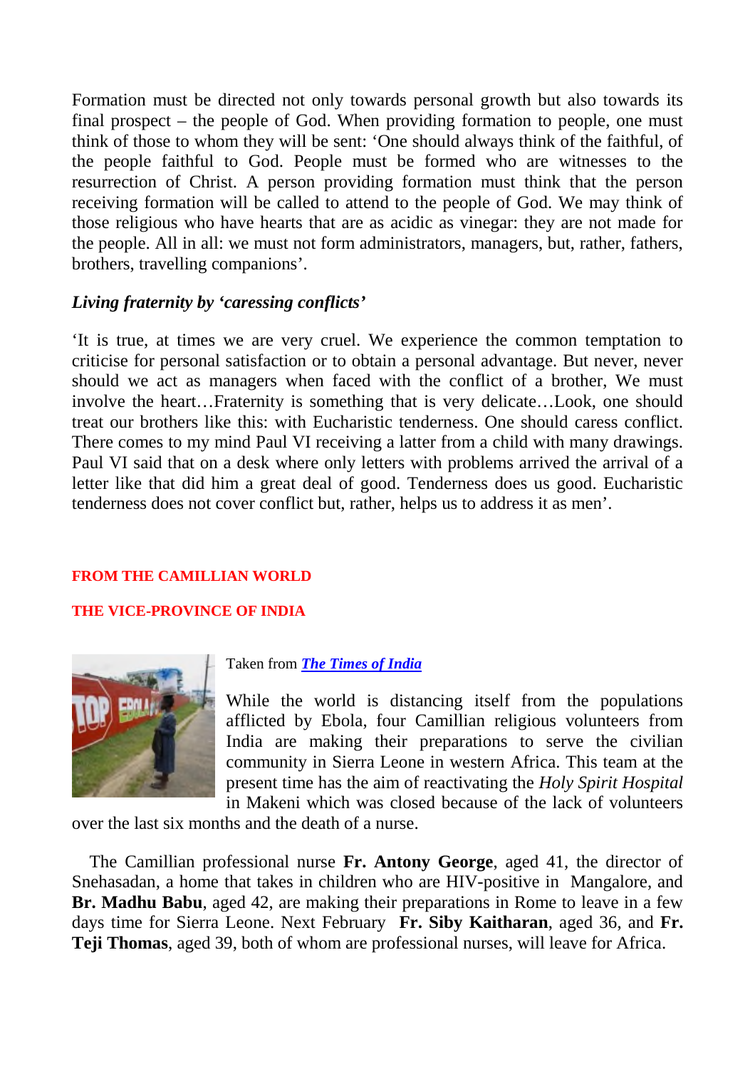Formation must be directed not only towards personal growth but also towards its final prospect – the people of God. When providing formation to people, one must think of those to whom they will be sent: 'One should always think of the faithful, of the people faithful to God. People must be formed who are witnesses to the resurrection of Christ. A person providing formation must think that the person receiving formation will be called to attend to the people of God. We may think of those religious who have hearts that are as acidic as vinegar: they are not made for the people. All in all: we must not form administrators, managers, but, rather, fathers, brothers, travelling companions'.

### *Living fraternity by 'caressing conflicts'*

'It is true, at times we are very cruel. We experience the common temptation to criticise for personal satisfaction or to obtain a personal advantage. But never, never should we act as managers when faced with the conflict of a brother, We must involve the heart…Fraternity is something that is very delicate…Look, one should treat our brothers like this: with Eucharistic tenderness. One should caress conflict. There comes to my mind Paul VI receiving a latter from a child with many drawings. Paul VI said that on a desk where only letters with problems arrived the arrival of a letter like that did him a great deal of good. Tenderness does us good. Eucharistic tenderness does not cover conflict but, rather, helps us to address it as men'.

## FROM THE CAMILLIAN WORLD

## THE VICE-PROVINCE OF INDIA

Taken from ***The Times of India***

While the world is distancing itself from the populations afflicted by Ebola, four Camillian religious volunteers from India are making their preparations to serve the civilian community in Sierra Leone in western Africa. This team at the present time has the aim of reactivating the *Holy Spirit Hospital* in Makeni which was closed because of the lack of volunteers over the last six months and the death of a nurse.

The Camillian professional nurse **Fr. Antony George**, aged 41, the director of Snehasadan, a home that takes in children who are HIV-positive in Mangalore, and **Br. Madhu Babu**, aged 42, are making their preparations in Rome to leave in a few days time for Sierra Leone. Next February **Fr. Siby Kaitharan**, aged 36, and **Fr. Teji Thomas**, aged 39, both of whom are professional nurses, will leave for Africa.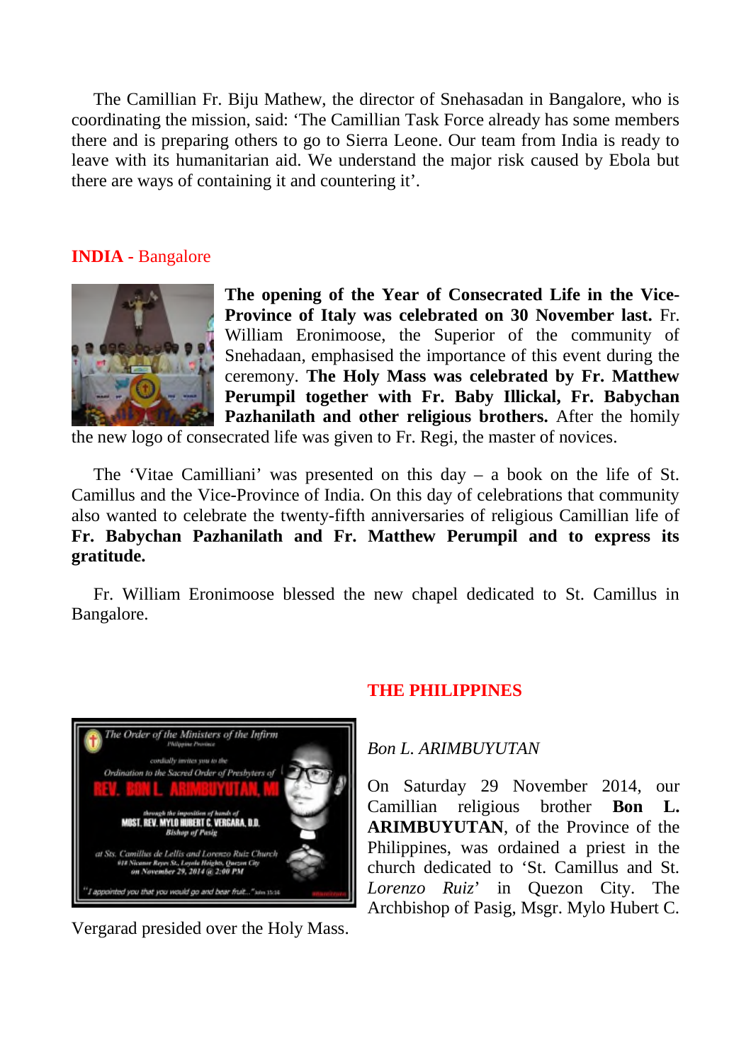The Camillian Fr. Biju Mathew, the director of Snehasadan in Bangalore, who is coordinating the mission, said: ‘The Camillian Task Force already has some members there and is preparing others to go to Sierra Leone. Our team from India is ready to leave with its humanitarian aid. We understand the major risk caused by Ebola but there are ways of containing it and countering it’.

## INDIA - Bangalore

**The opening of the Year of Consecrated Life in the Vice-Province of Italy was celebrated on 30 November last.** Fr. William Eronimoose, the Superior of the community of Snehadaan, emphasised the importance of this event during the ceremony. **The Holy Mass was celebrated by Fr. Matthew Perumpil together with Fr. Baby Illickal, Fr. Babychan Pazhanilath and other religious brothers.** After the homily the new logo of consecrated life was given to Fr. Regi, the master of novices.

The ‘Vitae Camilliani’ was presented on this day – a book on the life of St. Camillus and the Vice-Province of India. On this day of celebrations that community also wanted to celebrate the twenty-fifth anniversaries of religious Camillian life of **Fr. Babychan Pazhanilath and Fr. Matthew Perumpil and to express its gratitude.**

Fr. William Eronimoose blessed the new chapel dedicated to St. Camillus in Bangalore.

## THE PHILIPPINES

*Bon L. ARIMBUYUTAN*

On Saturday 29 November 2014, our Camillian religious brother **Bon L. ARIMBUYUTAN**, of the Province of the Philippines, was ordained a priest in the church dedicated to ‘St. Camillus and St. *Lorenzo Ruiz*’ in Quezon City. The Archbishop of Pasig, Msgr. Mylo Hubert C. Vergarad presided over the Holy Mass.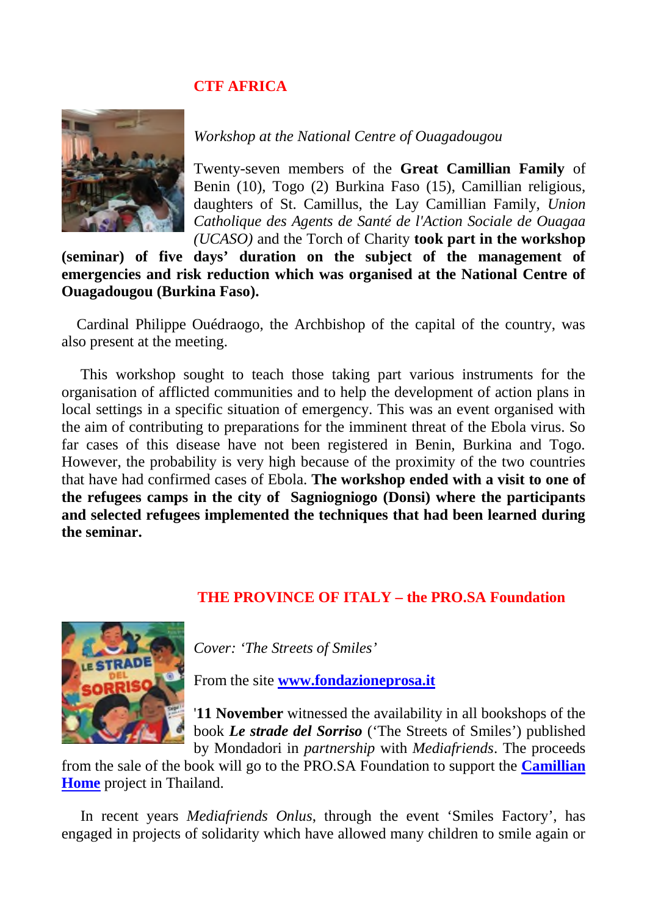## CTF AFRICA

*Workshop at the National Centre of Ouagadougou*

Twenty-seven members of the **Great Camillian Family** of Benin (10), Togo (2) Burkina Faso (15), Camillian religious, daughters of St. Camillus, the Lay Camillian Family, *Union Catholique des Agents de Santé de l'Action Sociale de Ouagaa (UCASO)* and the Torch of Charity **took part in the workshop (seminar) of five days' duration on the subject of the management of emergencies and risk reduction which was organised at the National Centre of Ouagadougou (Burkina Faso).**

Cardinal Philippe Ouédraogo, the Archbishop of the capital of the country, was also present at the meeting.

This workshop sought to teach those taking part various instruments for the organisation of afflicted communities and to help the development of action plans in local settings in a specific situation of emergency. This was an event organised with the aim of contributing to preparations for the imminent threat of the Ebola virus. So far cases of this disease have not been registered in Benin, Burkina and Togo. However, the probability is very high because of the proximity of the two countries that have had confirmed cases of Ebola. **The workshop ended with a visit to one of the refugees camps in the city of Sagniogniogo (Donsi) where the participants and selected refugees implemented the techniques that had been learned during the seminar.**

## THE PROVINCE OF ITALY – the PRO.SA Foundation

*Cover: 'The Streets of Smiles'*

From the site **[www.fondazioneprosa.it](www.fondazioneprosa.it)**

'**11 November** witnessed the availability in all bookshops of the book ***Le strade del Sorriso*** ('The Streets of Smiles') published by Mondadori in *partnership* with *Mediafriends*. The proceeds from the sale of the book will go to the PRO.SA Foundation to support the **[Camillian Home]()** project in Thailand.

In recent years *Mediafriends Onlus*, through the event 'Smiles Factory', has engaged in projects of solidarity which have allowed many children to smile again or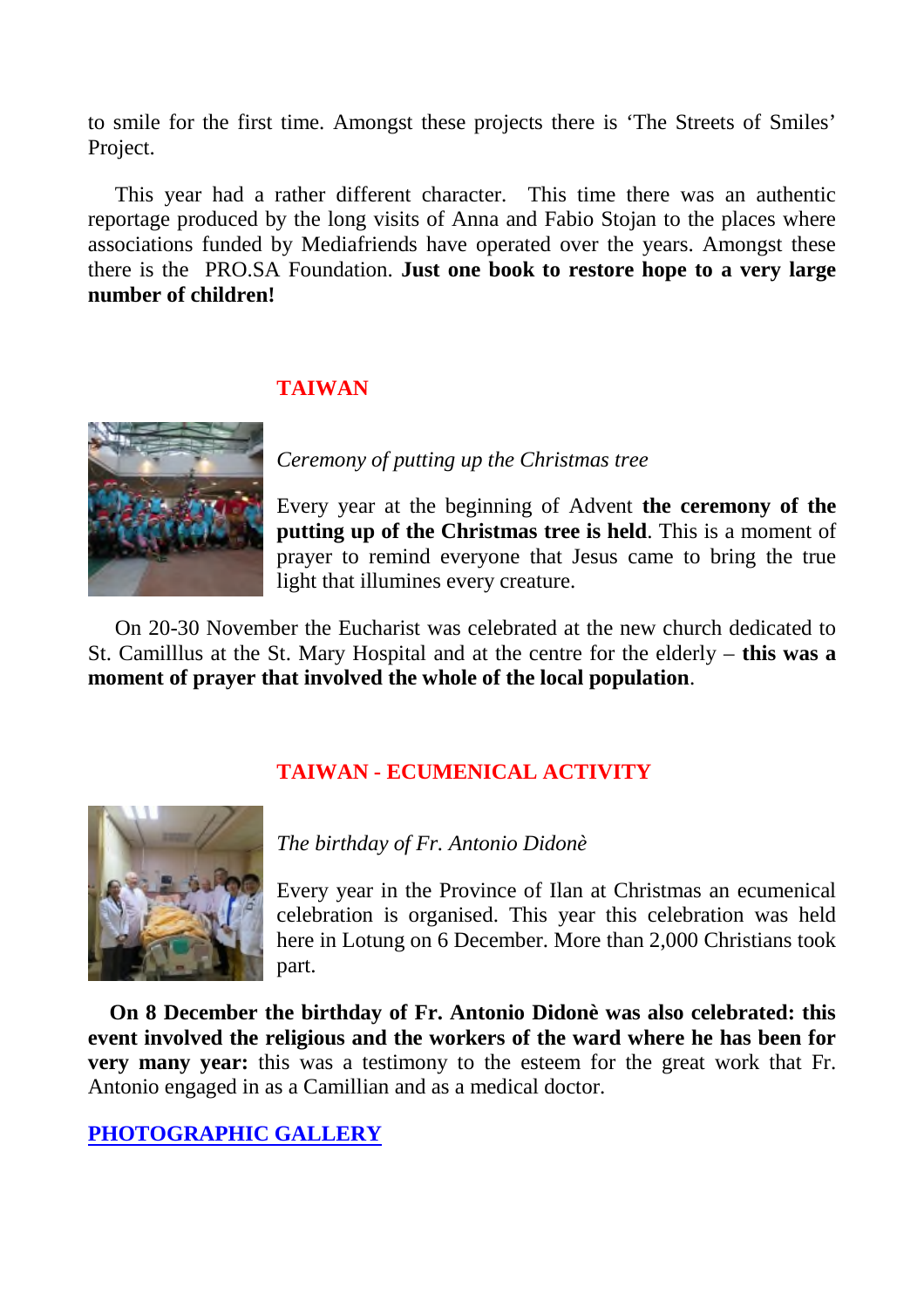to smile for the first time. Amongst these projects there is 'The Streets of Smiles' Project.

This year had a rather different character. This time there was an authentic reportage produced by the long visits of Anna and Fabio Stojan to the places where associations funded by Mediafriends have operated over the years. Amongst these there is the PRO.SA Foundation. **Just one book to restore hope to a very large number of children!**

## TAIWAN

*Ceremony of putting up the Christmas tree*

Every year at the beginning of Advent **the ceremony of the putting up of the Christmas tree is held**. This is a moment of prayer to remind everyone that Jesus came to bring the true light that illumines every creature.

On 20-30 November the Eucharist was celebrated at the new church dedicated to St. Camilllus at the St. Mary Hospital and at the centre for the elderly – **this was a moment of prayer that involved the whole of the local population**.

## TAIWAN - ECUMENICAL ACTIVITY

*The birthday of Fr. Antonio Didonè*

Every year in the Province of Ilan at Christmas an ecumenical celebration is organised. This year this celebration was held here in Lotung on 6 December. More than 2,000 Christians took part.

**On 8 December the birthday of Fr. Antonio Didonè was also celebrated: this event involved the religious and the workers of the ward where he has been for very many year:** this was a testimony to the esteem for the great work that Fr. Antonio engaged in as a Camillian and as a medical doctor.

**PHOTOGRAPHIC GALLERY**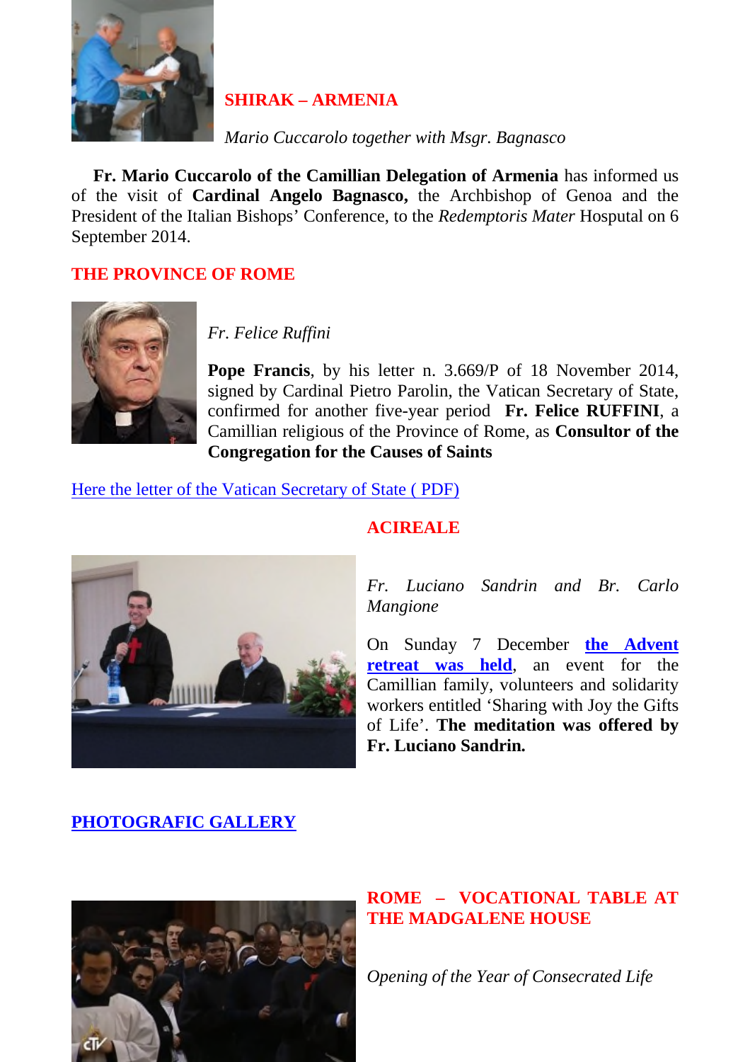## SHIRAK – ARMENIA

*Mario Cuccarolo together with Msgr. Bagnasco*

**Fr. Mario Cuccarolo of the Camillian Delegation of Armenia** has informed us of the visit of **Cardinal Angelo Bagnasco,** the Archbishop of Genoa and the President of the Italian Bishops' Conference, to the *Redemptoris Mater* Hosputal on 6 September 2014.

## THE PROVINCE OF ROME

*Fr. Felice Ruffini*

**Pope Francis**, by his letter n. 3.669/P of 18 November 2014, signed by Cardinal Pietro Parolin, the Vatican Secretary of State, confirmed for another five-year period **Fr. Felice RUFFINI**, a Camillian religious of the Province of Rome, as **Consultor of the Congregation for the Causes of Saints**

Here the letter of the Vatican Secretary of State ( PDF)

## ACIREALE

*Fr. Luciano Sandrin and Br. Carlo Mangione*

On Sunday 7 December **the Advent retreat was held**, an event for the Camillian family, volunteers and solidarity workers entitled 'Sharing with Joy the Gifts of Life'. **The meditation was offered by Fr. Luciano Sandrin.**

**PHOTOGRAFIC GALLERY**

## ROME – VOCATIONAL TABLE AT THE MADGALENE HOUSE

*Opening of the Year of Consecrated Life*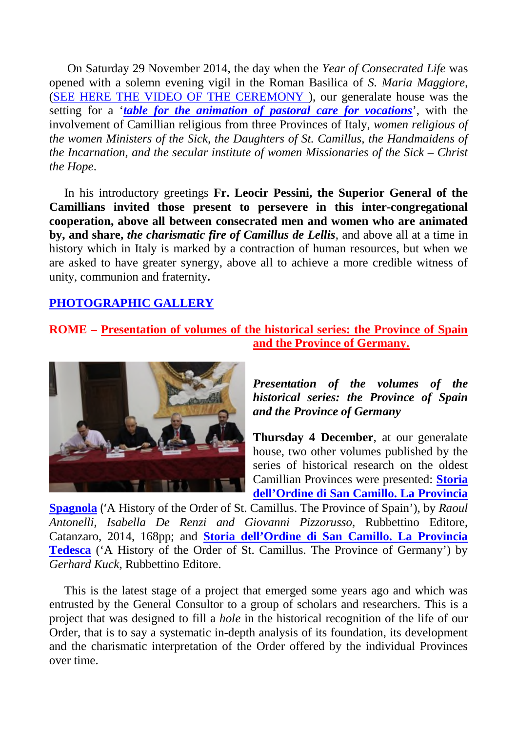On Saturday 29 November 2014, the day when the *Year of Consecrated Life* was opened with a solemn evening vigil in the Roman Basilica of *S. Maria Maggiore*, (SEE HERE THE VIDEO OF THE CEREMONY ), our generalate house was the setting for a '***table for the animation of pastoral care for vocations***', with the involvement of Camillian religious from three Provinces of Italy, *women religious of the women Ministers of the Sick, the Daughters of St. Camillus, the Handmaidens of the Incarnation, and the secular institute of women Missionaries of the Sick – Christ the Hope*.

In his introductory greetings **Fr. Leocir Pessini, the Superior General of the Camillians invited those present to persevere in this inter-congregational cooperation, above all between consecrated men and women who are animated by, and share, *the charismatic fire of Camillus de Lellis***, and above all at a time in history which in Italy is marked by a contraction of human resources, but when we are asked to have greater synergy, above all to achieve a more credible witness of unity, communion and fraternity**.**

**PHOTOGRAPHIC GALLERY**

## ROME – Presentation of volumes of the historical series: the Province of Spain and the Province of Germany.

***Presentation of the volumes of the historical series: the Province of Spain and the Province of Germany***

**Thursday 4 December**, at our generalate house, two other volumes published by the series of historical research on the oldest Camillian Provinces were presented: **Storia dell'Ordine di San Camillo. La Provincia Spagnola** ('A History of the Order of St. Camillus. The Province of Spain'), by *Raoul Antonelli, Isabella De Renzi and Giovanni Pizzorusso*, Rubbettino Editore, Catanzaro, 2014, 168pp; and **Storia dell'Ordine di San Camillo. La Provincia Tedesca** ('A History of the Order of St. Camillus. The Province of Germany') by *Gerhard Kuck*, Rubbettino Editore.

This is the latest stage of a project that emerged some years ago and which was entrusted by the General Consultor to a group of scholars and researchers. This is a project that was designed to fill a *hole* in the historical recognition of the life of our Order, that is to say a systematic in-depth analysis of its foundation, its development and the charismatic interpretation of the Order offered by the individual Provinces over time.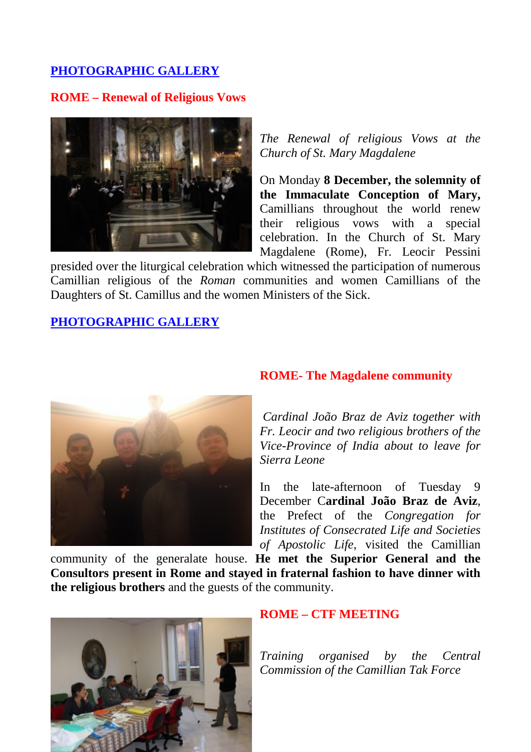**PHOTOGRAPHIC GALLERY**

## ROME – Renewal of Religious Vows

*The Renewal of religious Vows at the Church of St. Mary Magdalene*

On Monday **8 December, the solemnity of the Immaculate Conception of Mary,** Camillians throughout the world renew their religious vows with a special celebration. In the Church of St. Mary Magdalene (Rome), Fr. Leocir Pessini presided over the liturgical celebration which witnessed the participation of numerous Camillian religious of the *Roman* communities and women Camillians of the Daughters of St. Camillus and the women Ministers of the Sick.

**PHOTOGRAPHIC GALLERY**

## ROME- The Magdalene community

*Cardinal João Braz de Aviz together with Fr. Leocir and two religious brothers of the Vice-Province of India about to leave for Sierra Leone*

In the late-afternoon of Tuesday 9 December C**ardinal João Braz de Aviz**, the Prefect of the *Congregation for Institutes of Consecrated Life and Societies of Apostolic Life*, visited the Camillian community of the generalate house. **He met the Superior General and the Consultors present in Rome and stayed in fraternal fashion to have dinner with the religious brothers** and the guests of the community.

## ROME – CTF MEETING

*Training organised by the Central Commission of the Camillian Tak Force*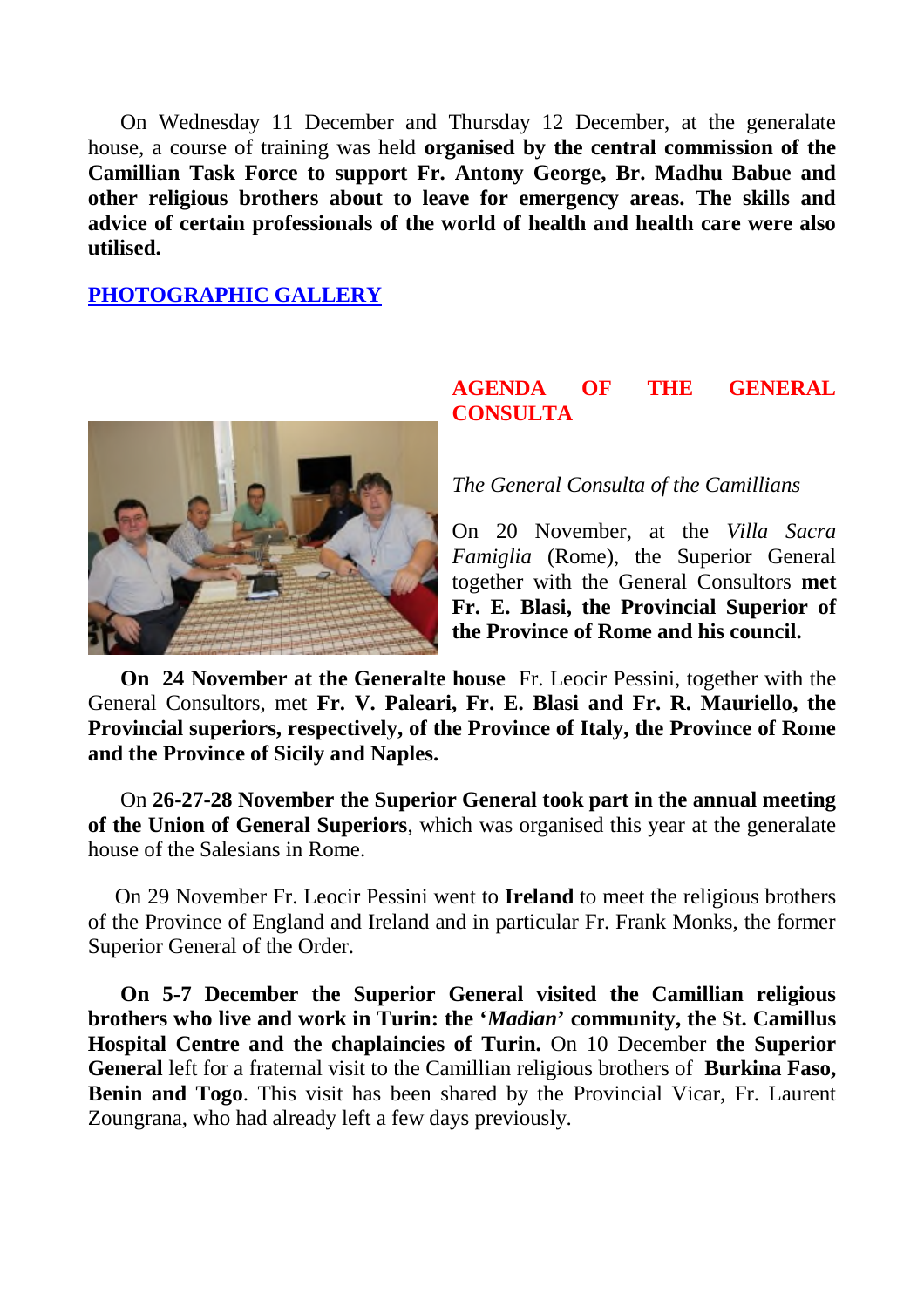On Wednesday 11 December and Thursday 12 December, at the generalate house, a course of training was held **organised by the central commission of the Camillian Task Force to support Fr. Antony George, Br. Madhu Babue and other religious brothers about to leave for emergency areas. The skills and advice of certain professionals of the world of health and health care were also utilised.**

**PHOTOGRAPHIC GALLERY**

## AGENDA OF THE GENERAL CONSULTA

*The General Consulta of the Camillians*

On 20 November, at the *Villa Sacra Famiglia* (Rome), the Superior General together with the General Consultors **met Fr. E. Blasi, the Provincial Superior of the Province of Rome and his council.**

**On 24 November at the Generalte house** Fr. Leocir Pessini, together with the General Consultors, met **Fr. V. Paleari, Fr. E. Blasi and Fr. R. Mauriello, the Provincial superiors, respectively, of the Province of Italy, the Province of Rome and the Province of Sicily and Naples.**

On **26-27-28 November the Superior General took part in the annual meeting of the Union of General Superiors**, which was organised this year at the generalate house of the Salesians in Rome.

On 29 November Fr. Leocir Pessini went to **Ireland** to meet the religious brothers of the Province of England and Ireland and in particular Fr. Frank Monks, the former Superior General of the Order.

**On 5-7 December the Superior General visited the Camillian religious brothers who live and work in Turin: the '*Madian*' community, the St. Camillus Hospital Centre and the chaplaincies of Turin.** On 10 December **the Superior General** left for a fraternal visit to the Camillian religious brothers of **Burkina Faso, Benin and Togo**. This visit has been shared by the Provincial Vicar, Fr. Laurent Zoungrana, who had already left a few days previously.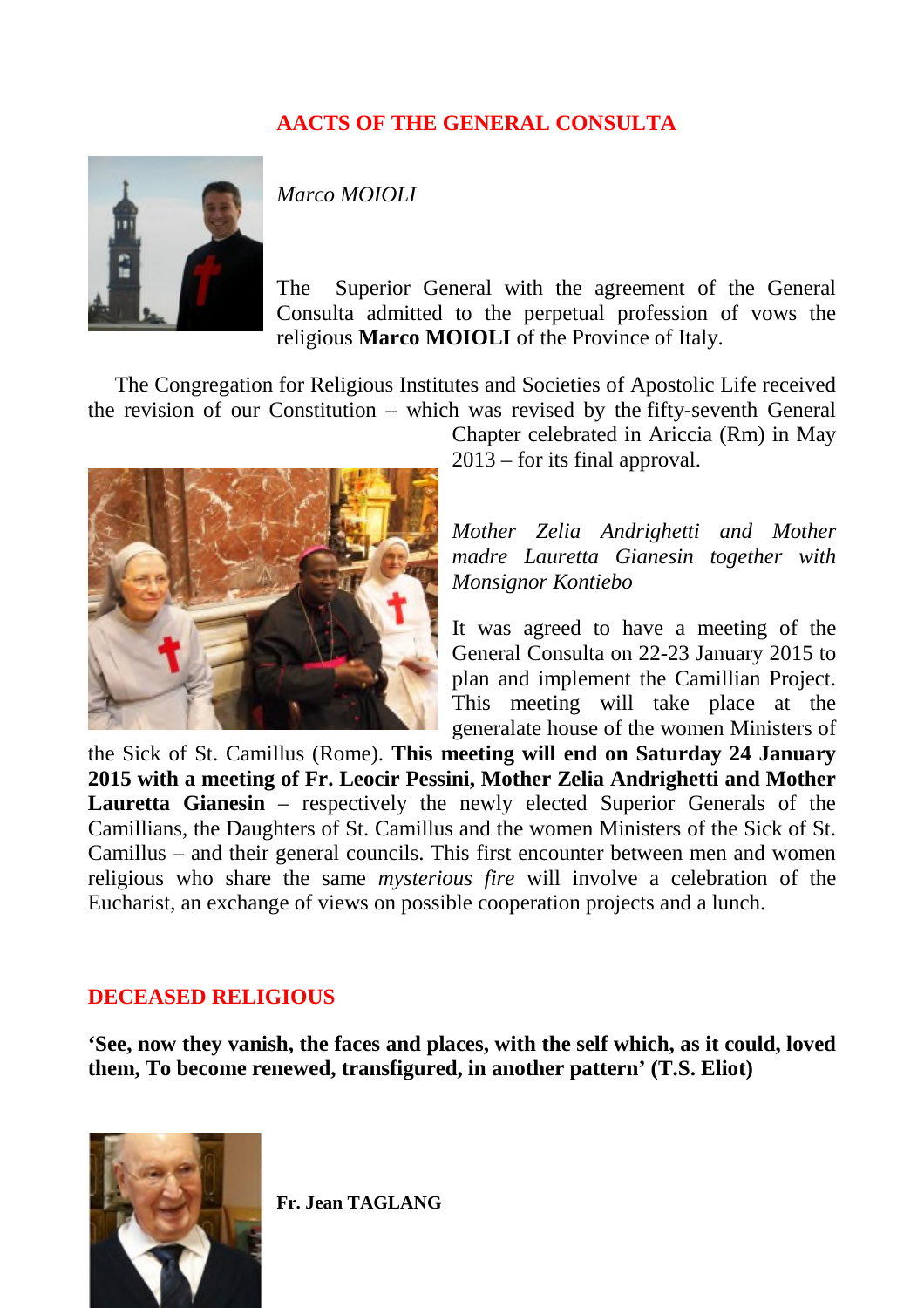## AACTS OF THE GENERAL CONSULTA

*Marco MOIOLI*

The Superior General with the agreement of the General Consulta admitted to the perpetual profession of vows the religious **Marco MOIOLI** of the Province of Italy.

The Congregation for Religious Institutes and Societies of Apostolic Life received the revision of our Constitution – which was revised by the fifty-seventh General Chapter celebrated in Ariccia (Rm) in May 2013 – for its final approval.

*Mother Zelia Andrighetti and Mother madre Lauretta Gianesin together with Monsignor Kontiebo*

It was agreed to have a meeting of the General Consulta on 22-23 January 2015 to plan and implement the Camillian Project. This meeting will take place at the generalate house of the women Ministers of the Sick of St. Camillus (Rome). **This meeting will end on Saturday 24 January 2015 with a meeting of Fr. Leocir Pessini, Mother Zelia Andrighetti and Mother Lauretta Gianesin** – respectively the newly elected Superior Generals of the Camillians, the Daughters of St. Camillus and the women Ministers of the Sick of St. Camillus – and their general councils. This first encounter between men and women religious who share the same *mysterious fire* will involve a celebration of the Eucharist, an exchange of views on possible cooperation projects and a lunch.

## DECEASED RELIGIOUS

**'See, now they vanish, the faces and places, with the self which, as it could, loved them, To become renewed, transfigured, in another pattern' (T.S. Eliot)**

**Fr. Jean TAGLANG**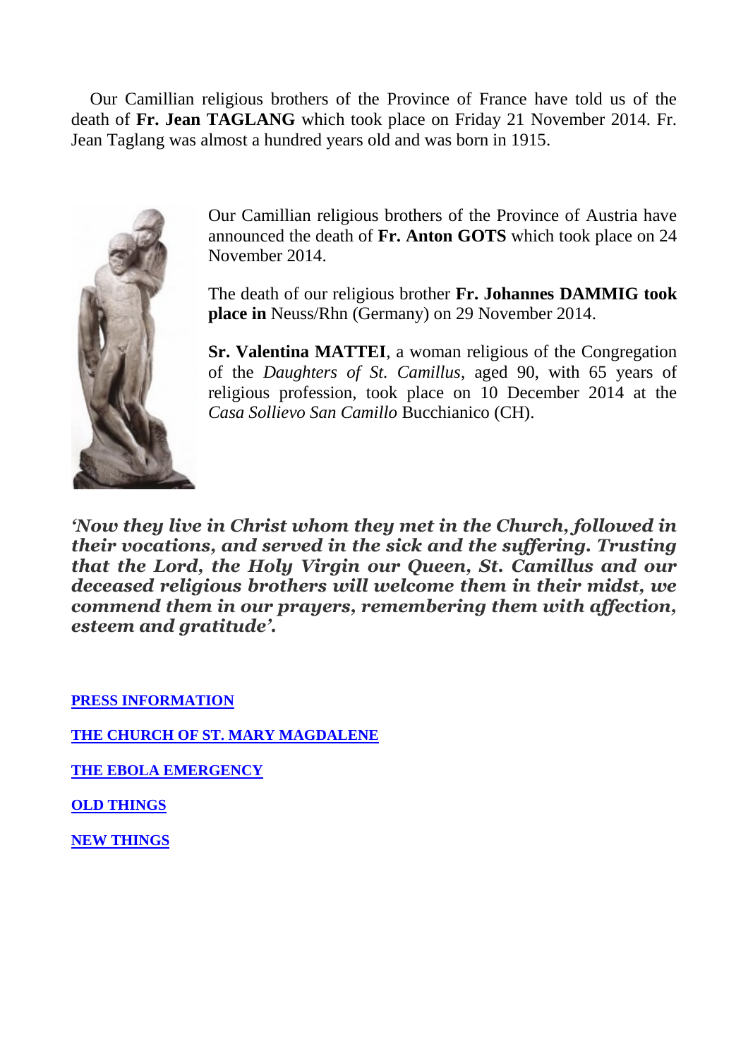Our Camillian religious brothers of the Province of France have told us of the death of **Fr. Jean TAGLANG** which took place on Friday 21 November 2014. Fr. Jean Taglang was almost a hundred years old and was born in 1915.

Our Camillian religious brothers of the Province of Austria have announced the death of **Fr. Anton GOTS** which took place on 24 November 2014.

The death of our religious brother **Fr. Johannes DAMMIG took place in** Neuss/Rhn (Germany) on 29 November 2014.

**Sr. Valentina MATTEI**, a woman religious of the Congregation of the *Daughters of St. Camillus*, aged 90, with 65 years of religious profession, took place on 10 December 2014 at the *Casa Sollievo San Camillo* Bucchianico (CH).

***'Now they live in Christ whom they met in the Church, followed in their vocations, and served in the sick and the suffering. Trusting that the Lord, the Holy Virgin our Queen, St. Camillus and our deceased religious brothers will welcome them in their midst, we commend them in our prayers, remembering them with affection, esteem and gratitude'.***

**PRESS INFORMATION**

**THE CHURCH OF ST. MARY MAGDALENE**

**THE EBOLA EMERGENCY**

**OLD THINGS**

**NEW THINGS**